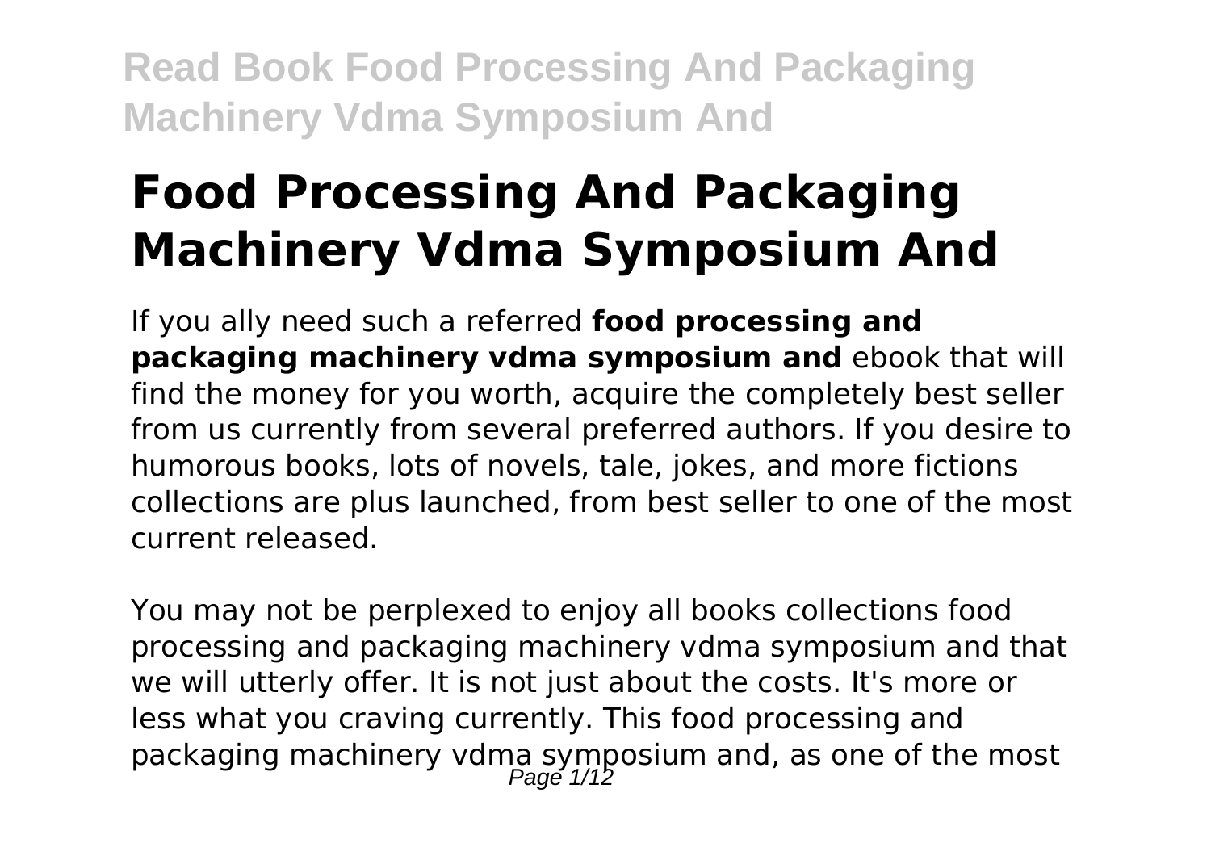# Food Processing And Packaging Machinery Vdma Symposium And

If you ally need such a referred **food processing and packaging machinery vdma symposium and** ebook that will find the money for you worth, acquire the completely best seller from us currently from several preferred authors. If you desire to humorous books, lots of novels, tale, jokes, and more fictions collections are plus launched, from best seller to one of the most current released.

You may not be perplexed to enjoy all books collections food processing and packaging machinery vdma symposium and that we will utterly offer. It is not just about the costs. It's more or less what you craving currently. This food processing and packaging machinery vdma symposium and, as one of the most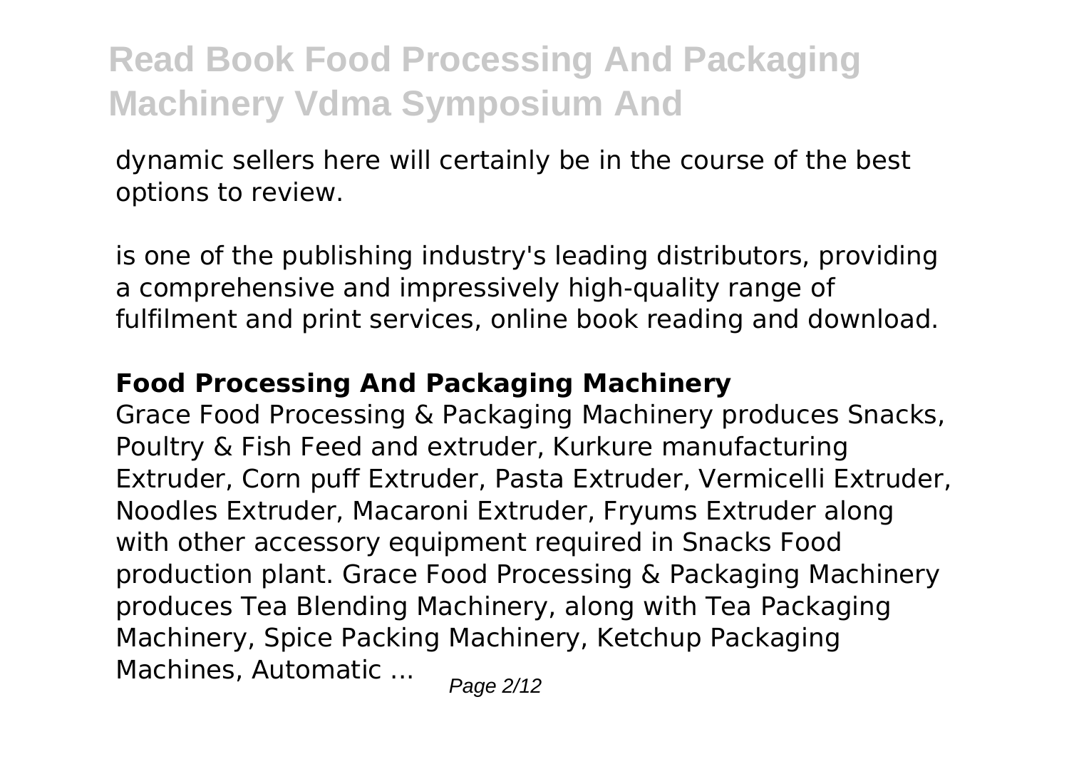dynamic sellers here will certainly be in the course of the best options to review.

is one of the publishing industry's leading distributors, providing a comprehensive and impressively high-quality range of fulfilment and print services, online book reading and download.

## Food Processing And Packaging Machinery

Grace Food Processing & Packaging Machinery produces Snacks, Poultry & Fish Feed and extruder, Kurkure manufacturing Extruder, Corn puff Extruder, Pasta Extruder, Vermicelli Extruder, Noodles Extruder, Macaroni Extruder, Fryums Extruder along with other accessory equipment required in Snacks Food production plant. Grace Food Processing & Packaging Machinery produces Tea Blending Machinery, along with Tea Packaging Machinery, Spice Packing Machinery, Ketchup Packaging Machines, Automatic ...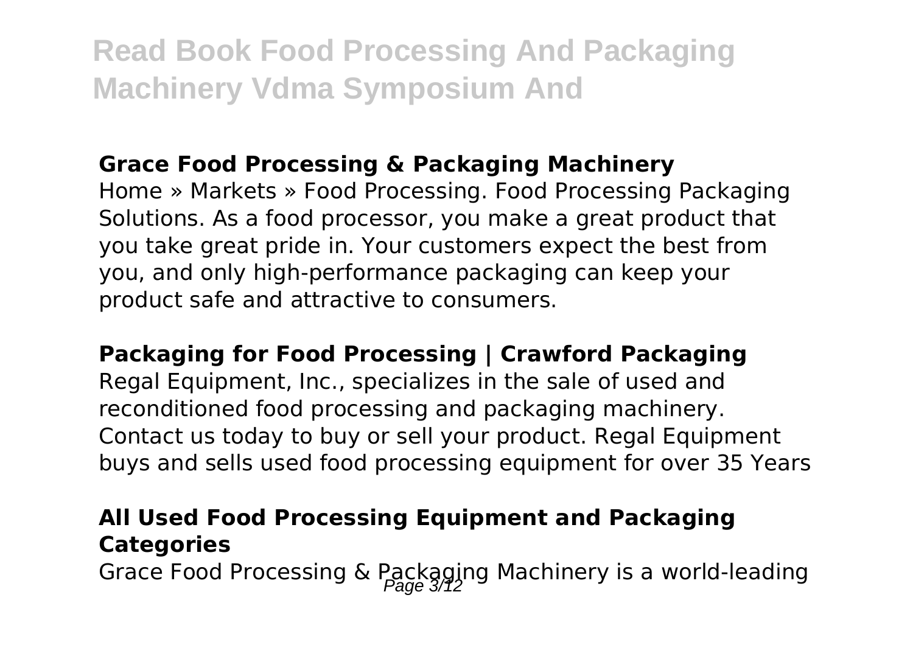### Grace Food Processing & Packaging Machinery

Home » Markets » Food Processing. Food Processing Packaging Solutions. As a food processor, you make a great product that you take great pride in. Your customers expect the best from you, and only high-performance packaging can keep your product safe and attractive to consumers.

### Packaging for Food Processing | Crawford Packaging

Regal Equipment, Inc., specializes in the sale of used and reconditioned food processing and packaging machinery. Contact us today to buy or sell your product. Regal Equipment buys and sells used food processing equipment for over 35 Years

### All Used Food Processing Equipment and Packaging Categories

Grace Food Processing & Packaging Machinery is a world-leading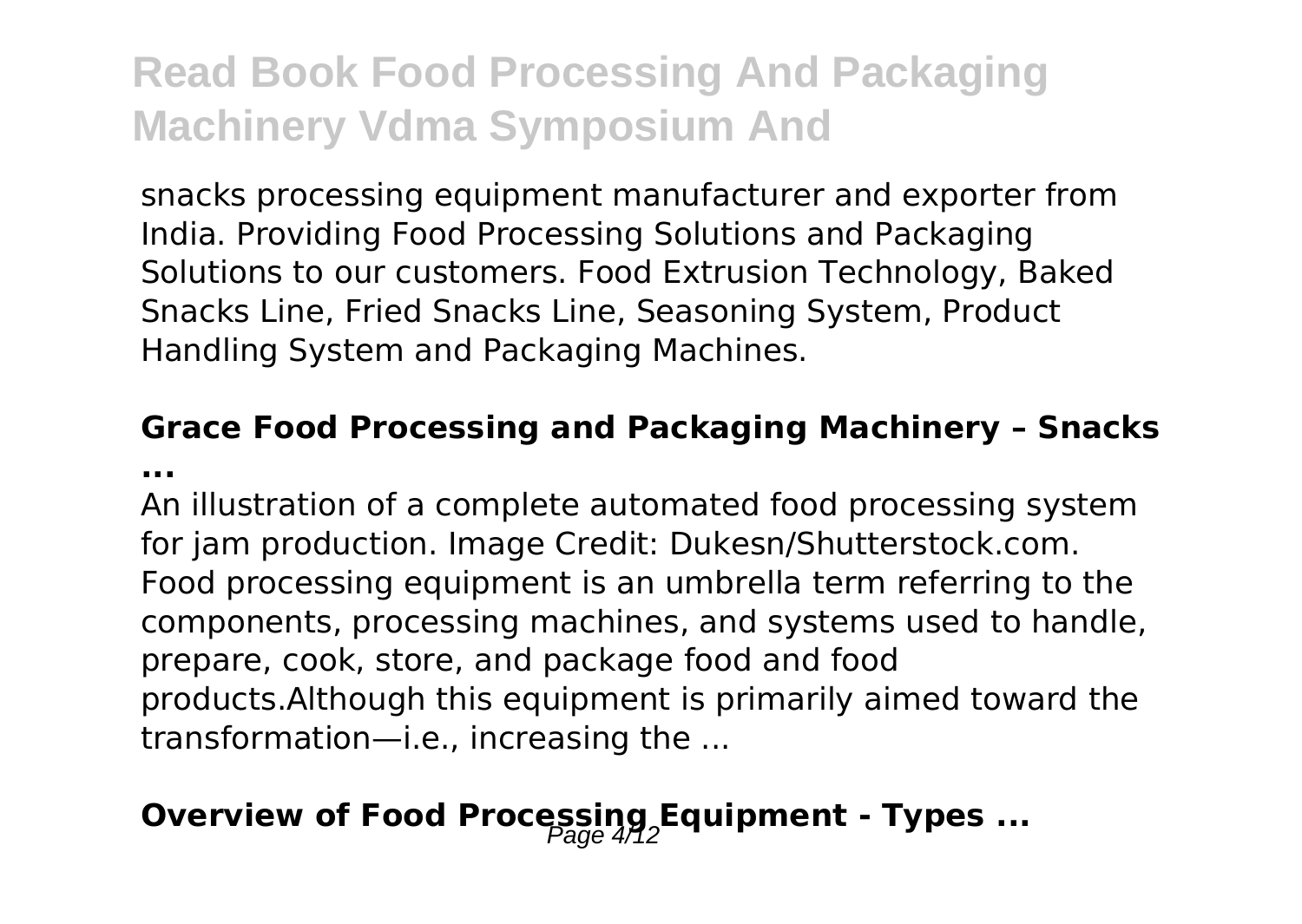snacks processing equipment manufacturer and exporter from India. Providing Food Processing Solutions and Packaging Solutions to our customers. Food Extrusion Technology, Baked Snacks Line, Fried Snacks Line, Seasoning System, Product Handling System and Packaging Machines.

## Grace Food Processing and Packaging Machinery – Snacks ...

An illustration of a complete automated food processing system for jam production. Image Credit: Dukesn/Shutterstock.com. Food processing equipment is an umbrella term referring to the components, processing machines, and systems used to handle, prepare, cook, store, and package food and food products.Although this equipment is primarily aimed toward the transformation—i.e., increasing the ...

## Overview of Food Processing Equipment - Types ...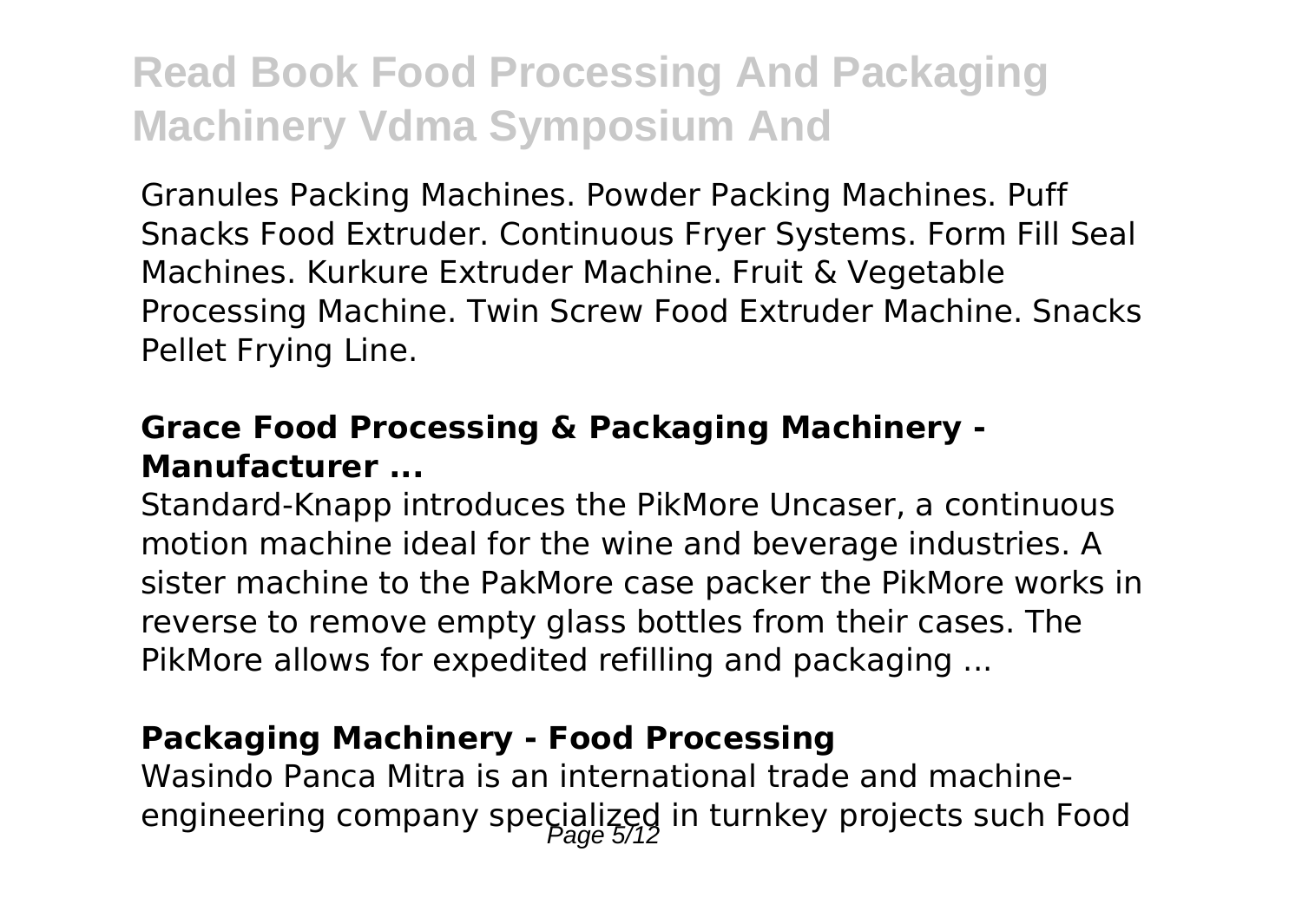Granules Packing Machines. Powder Packing Machines. Puff Snacks Food Extruder. Continuous Fryer Systems. Form Fill Seal Machines. Kurkure Extruder Machine. Fruit & Vegetable Processing Machine. Twin Screw Food Extruder Machine. Snacks Pellet Frying Line.

### Grace Food Processing & Packaging Machinery - Manufacturer ...

Standard-Knapp introduces the PikMore Uncaser, a continuous motion machine ideal for the wine and beverage industries. A sister machine to the PakMore case packer the PikMore works in reverse to remove empty glass bottles from their cases. The PikMore allows for expedited refilling and packaging ...

### Packaging Machinery - Food Processing

Wasindo Panca Mitra is an international trade and machine-engineering company specialized in turnkey projects such Food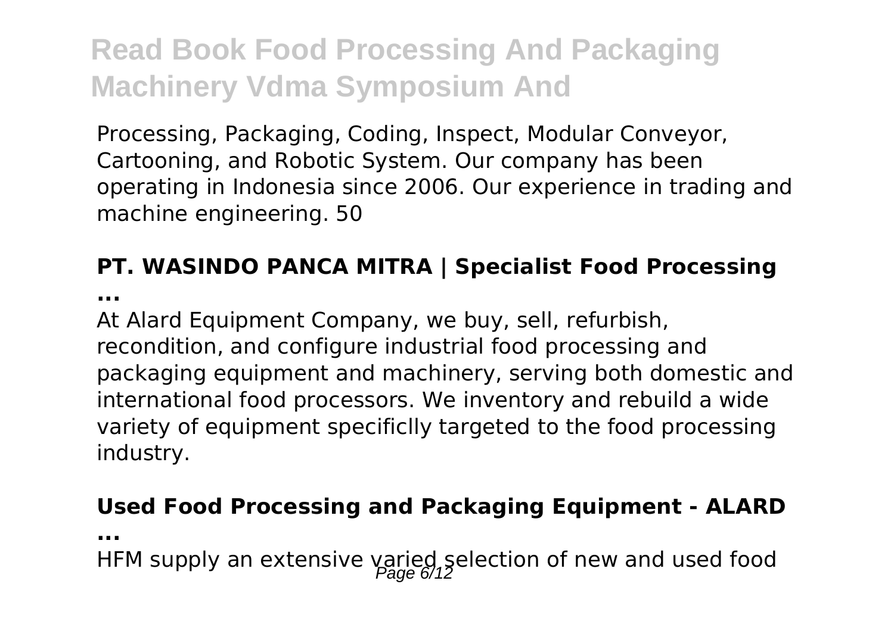Processing, Packaging, Coding, Inspect, Modular Conveyor, Cartooning, and Robotic System. Our company has been operating in Indonesia since 2006. Our experience in trading and machine engineering. 50

### PT. WASINDO PANCA MITRA | Specialist Food Processing ...

At Alard Equipment Company, we buy, sell, refurbish, recondition, and configure industrial food processing and packaging equipment and machinery, serving both domestic and international food processors. We inventory and rebuild a wide variety of equipment specificlly targeted to the food processing industry.

### Used Food Processing and Packaging Equipment - ALARD ...

HFM supply an extensive varied selection of new and used food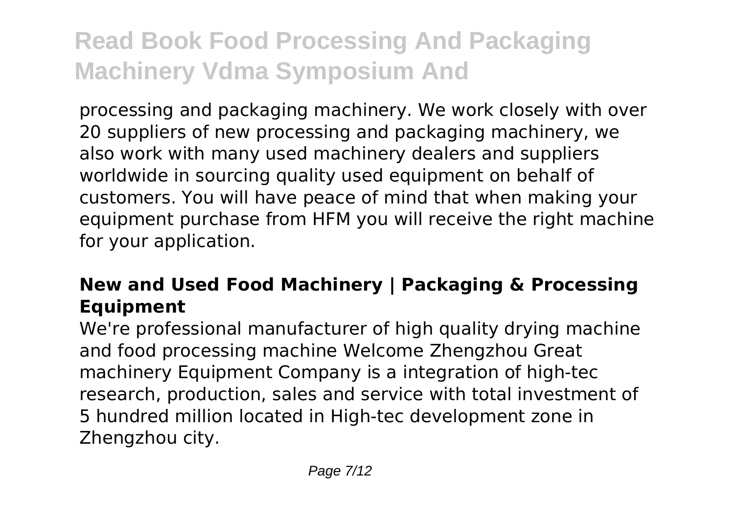processing and packaging machinery. We work closely with over 20 suppliers of new processing and packaging machinery, we also work with many used machinery dealers and suppliers worldwide in sourcing quality used equipment on behalf of customers. You will have peace of mind that when making your equipment purchase from HFM you will receive the right machine for your application.

### New and Used Food Machinery | Packaging & Processing Equipment

We're professional manufacturer of high quality drying machine and food processing machine Welcome Zhengzhou Great machinery Equipment Company is a integration of high-tec research, production, sales and service with total investment of 5 hundred million located in High-tec development zone in Zhengzhou city.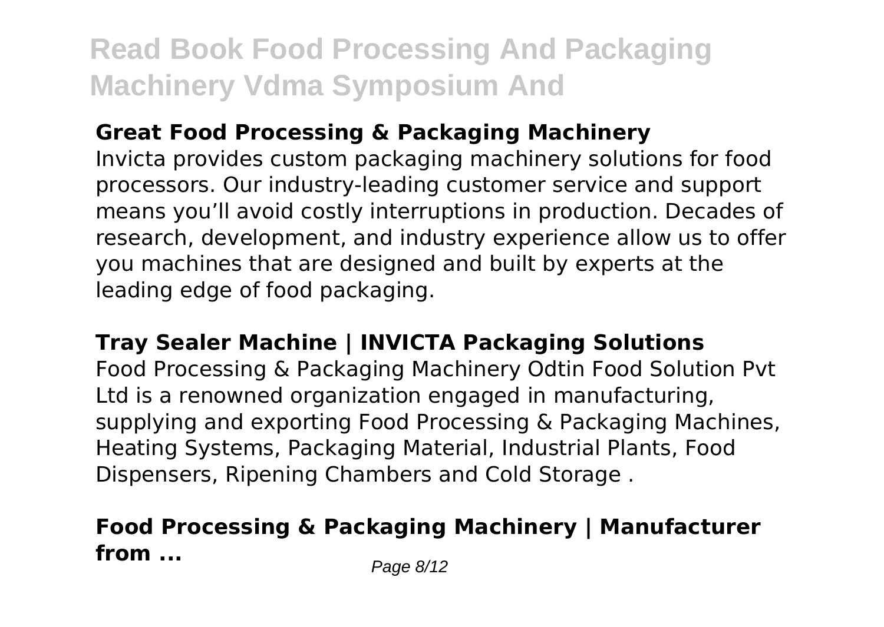## Great Food Processing & Packaging Machinery

Invicta provides custom packaging machinery solutions for food processors. Our industry-leading customer service and support means you'll avoid costly interruptions in production. Decades of research, development, and industry experience allow us to offer you machines that are designed and built by experts at the leading edge of food packaging.

## Tray Sealer Machine | INVICTA Packaging Solutions

Food Processing & Packaging Machinery Odtin Food Solution Pvt Ltd is a renowned organization engaged in manufacturing, supplying and exporting Food Processing & Packaging Machines, Heating Systems, Packaging Material, Industrial Plants, Food Dispensers, Ripening Chambers and Cold Storage .

## Food Processing & Packaging Machinery | Manufacturer from ...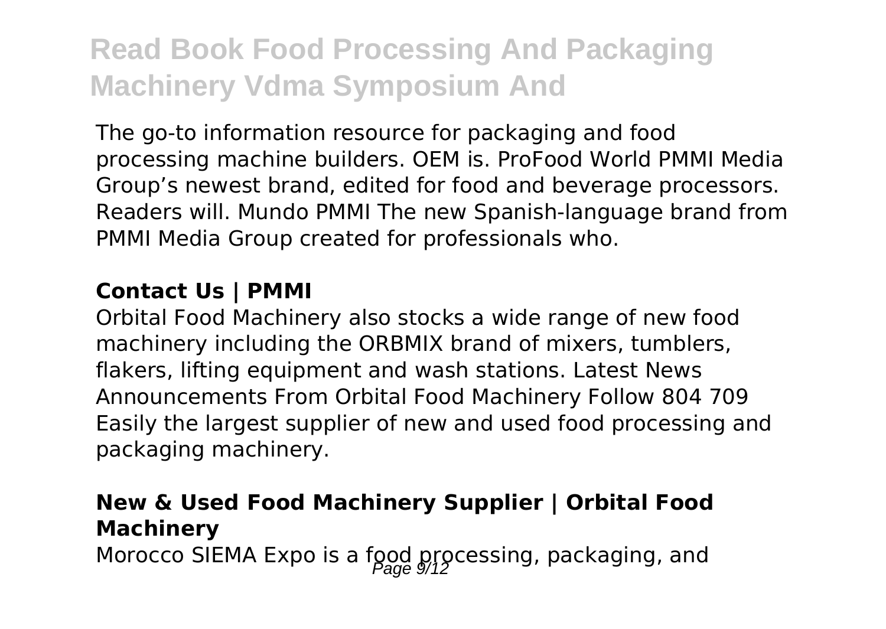The go-to information resource for packaging and food processing machine builders. OEM is. ProFood World PMMI Media Group's newest brand, edited for food and beverage processors. Readers will. Mundo PMMI The new Spanish-language brand from PMMI Media Group created for professionals who.

### Contact Us | PMMI

Orbital Food Machinery also stocks a wide range of new food machinery including the ORBMIX brand of mixers, tumblers, flakers, lifting equipment and wash stations. Latest News Announcements From Orbital Food Machinery Follow 804 709 Easily the largest supplier of new and used food processing and packaging machinery.

### New & Used Food Machinery Supplier | Orbital Food Machinery

Morocco SIEMA Expo is a food processing, packaging, and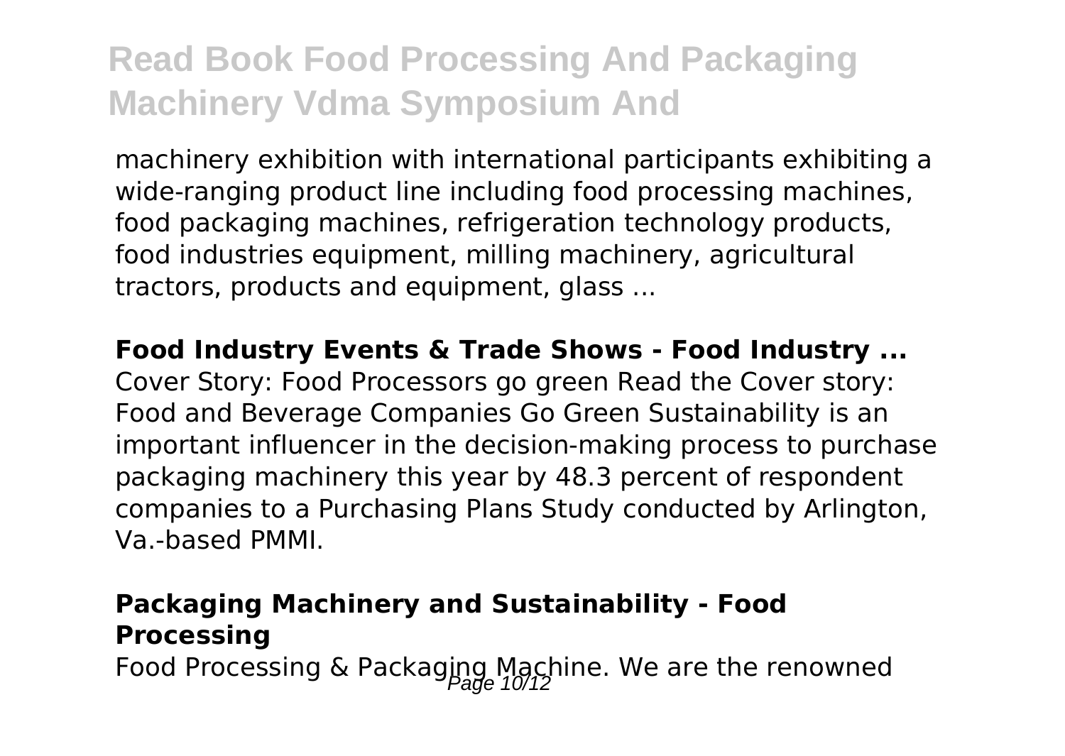machinery exhibition with international participants exhibiting a wide-ranging product line including food processing machines, food packaging machines, refrigeration technology products, food industries equipment, milling machinery, agricultural tractors, products and equipment, glass ...

**Food Industry Events & Trade Shows - Food Industry ...**

Cover Story: Food Processors go green Read the Cover story: Food and Beverage Companies Go Green Sustainability is an important influencer in the decision-making process to purchase packaging machinery this year by 48.3 percent of respondent companies to a Purchasing Plans Study conducted by Arlington, Va.-based PMMI.

**Packaging Machinery and Sustainability - Food Processing**

Food Processing & Packaging Machine. We are the renowned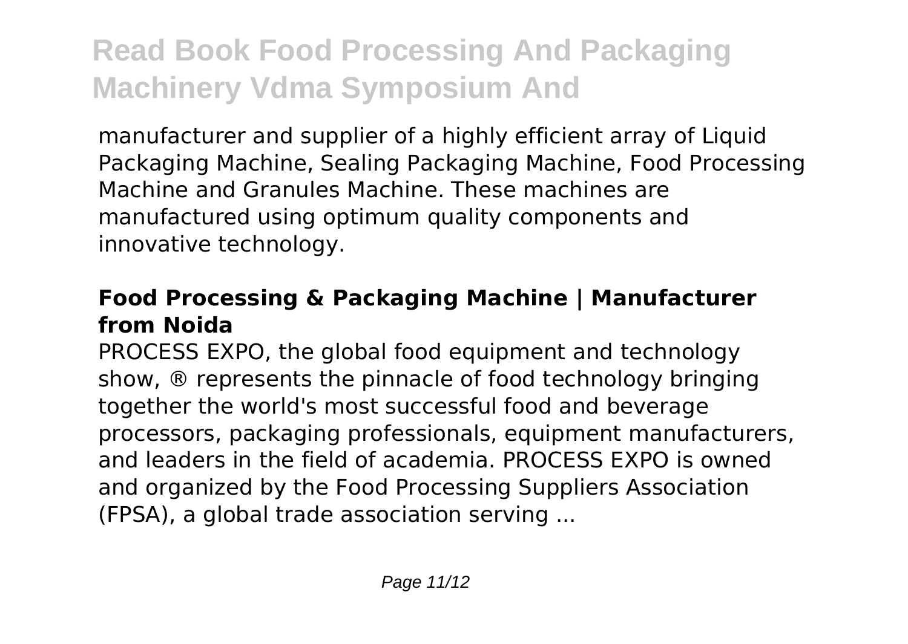manufacturer and supplier of a highly efficient array of Liquid Packaging Machine, Sealing Packaging Machine, Food Processing Machine and Granules Machine. These machines are manufactured using optimum quality components and innovative technology.

### **Food Processing & Packaging Machine | Manufacturer from Noida**

PROCESS EXPO, the global food equipment and technology show, ® represents the pinnacle of food technology bringing together the world's most successful food and beverage processors, packaging professionals, equipment manufacturers, and leaders in the field of academia. PROCESS EXPO is owned and organized by the Food Processing Suppliers Association (FPSA), a global trade association serving ...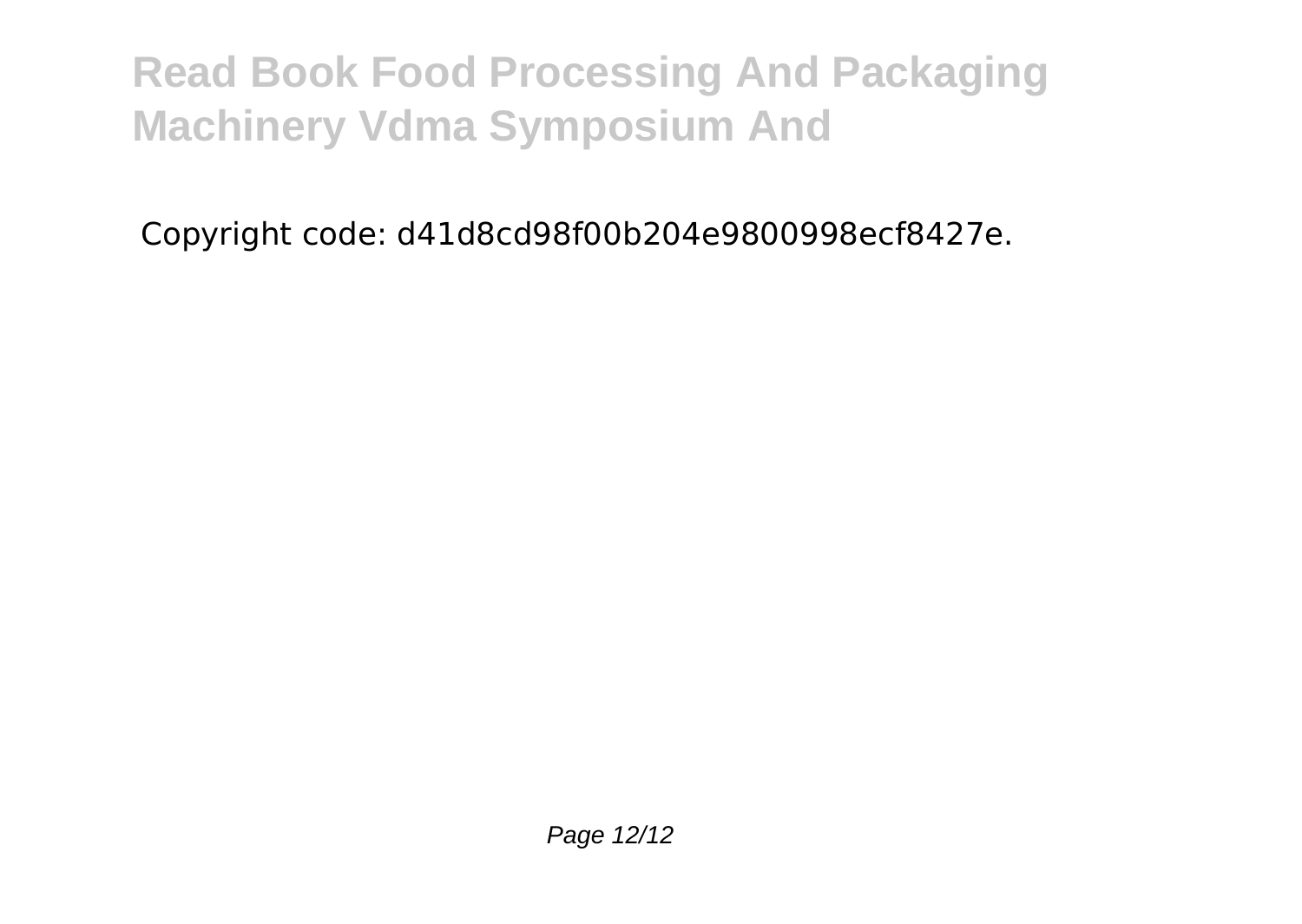Copyright code: d41d8cd98f00b204e9800998ecf8427e.